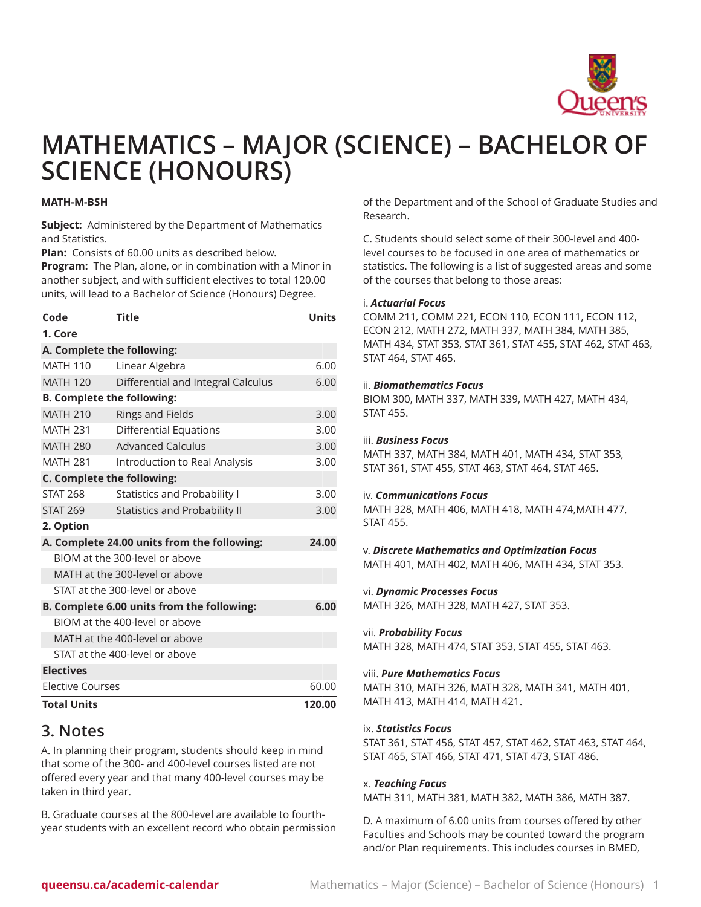# MATHEMATICS – MAJOR (SCIENCE) – BACHELOR OF SCIENCE (HONOURS)

**MATH-M-BSH**

**Subject:** Administered by the Department of Mathematics and Statistics.
**Plan:** Consists of 60.00 units as described below.
**Program:** The Plan, alone, or in combination with a Minor in another subject, and with sufficient electives to total 120.00 units, will lead to a Bachelor of Science (Honours) Degree.

| Code | Title | Units |
|---|---|---|
| **1. Core** | | |
| **A. Complete the following:** | | |
| MATH 110 | Linear Algebra | 6.00 |
| MATH 120 | Differential and Integral Calculus | 6.00 |
| **B. Complete the following:** | | |
| MATH 210 | Rings and Fields | 3.00 |
| MATH 231 | Differential Equations | 3.00 |
| MATH 280 | Advanced Calculus | 3.00 |
| MATH 281 | Introduction to Real Analysis | 3.00 |
| **C. Complete the following:** | | |
| STAT 268 | Statistics and Probability I | 3.00 |
| STAT 269 | Statistics and Probability II | 3.00 |
| **2. Option** | | |
| **A. Complete 24.00 units from the following:** | | **24.00** |
| BIOM at the 300-level or above | | |
| MATH at the 300-level or above | | |
| STAT at the 300-level or above | | |
| **B. Complete 6.00 units from the following:** | | **6.00** |
| BIOM at the 400-level or above | | |
| MATH at the 400-level or above | | |
| STAT at the 400-level or above | | |
| **Electives** | | |
| Elective Courses | | 60.00 |
| **Total Units** | | **120.00** |

## 3. Notes

A. In planning their program, students should keep in mind that some of the 300- and 400-level courses listed are not offered every year and that many 400-level courses may be taken in third year.

B. Graduate courses at the 800-level are available to fourth-year students with an excellent record who obtain permission of the Department and of the School of Graduate Studies and Research.

C. Students should select some of their 300-level and 400-level courses to be focused in one area of mathematics or statistics. The following is a list of suggested areas and some of the courses that belong to those areas:

i. ***Actuarial Focus***
COMM 211, COMM 221, ECON 110, ECON 111, ECON 112, ECON 212, MATH 272, MATH 337, MATH 384, MATH 385, MATH 434, STAT 353, STAT 361, STAT 455, STAT 462, STAT 463, STAT 464, STAT 465.

ii. ***Biomathematics Focus***
BIOM 300, MATH 337, MATH 339, MATH 427, MATH 434, STAT 455.

iii. ***Business Focus***
MATH 337, MATH 384, MATH 401, MATH 434, STAT 353, STAT 361, STAT 455, STAT 463, STAT 464, STAT 465.

iv. ***Communications Focus***
MATH 328, MATH 406, MATH 418, MATH 474,MATH 477, STAT 455.

v. ***Discrete Mathematics and Optimization Focus***
MATH 401, MATH 402, MATH 406, MATH 434, STAT 353.

vi. ***Dynamic Processes Focus***
MATH 326, MATH 328, MATH 427, STAT 353.

vii. ***Probability Focus***
MATH 328, MATH 474, STAT 353, STAT 455, STAT 463.

viii. ***Pure Mathematics Focus***
MATH 310, MATH 326, MATH 328, MATH 341, MATH 401, MATH 413, MATH 414, MATH 421.

ix. ***Statistics Focus***
STAT 361, STAT 456, STAT 457, STAT 462, STAT 463, STAT 464, STAT 465, STAT 466, STAT 471, STAT 473, STAT 486.

x. ***Teaching Focus***
MATH 311, MATH 381, MATH 382, MATH 386, MATH 387.

D. A maximum of 6.00 units from courses offered by other Faculties and Schools may be counted toward the program and/or Plan requirements. This includes courses in BMED,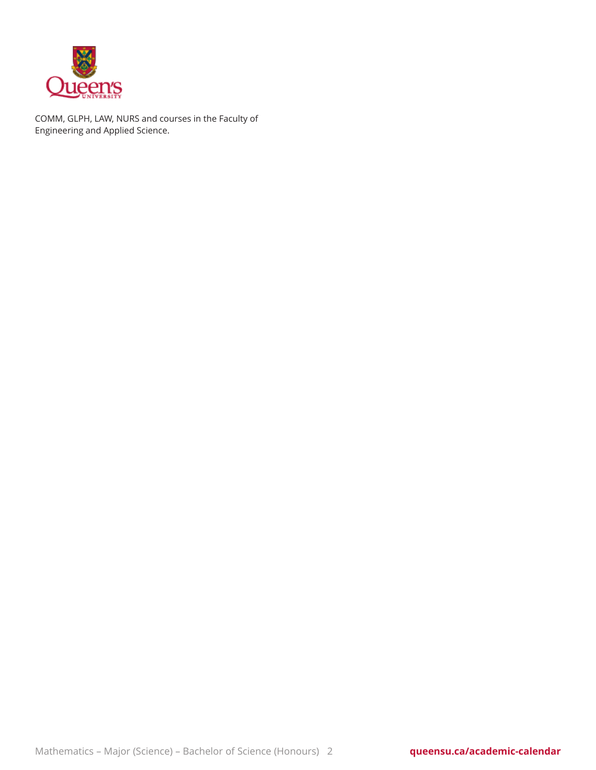COMM, GLPH, LAW, NURS and courses in the Faculty of Engineering and Applied Science.